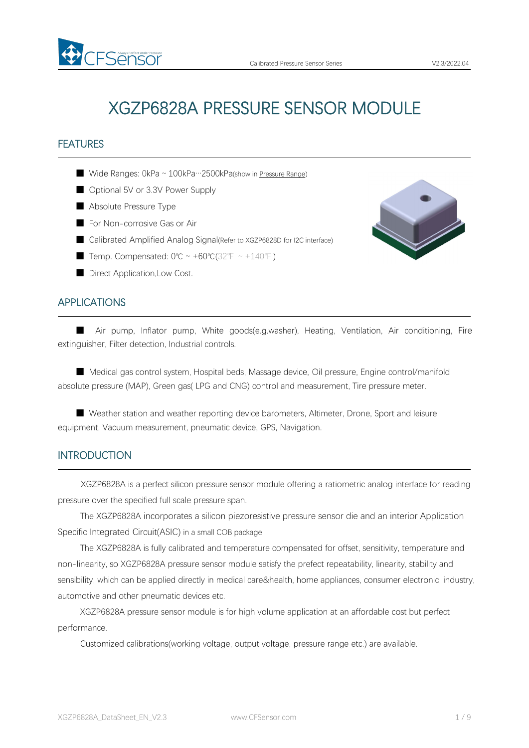# XGZP6828A PRESSURE SENSOR MODULE

## FEATURES

- Wide Ranges: 0kPa ~ 100kPa···2500kPa(show in Pressure Range)
- Optional 5V or 3.3V Power Supply
- Absolute Pressure Type
- For Non-corrosive Gas or Air
- Calibrated Amplified Analog Signal(Refer to XGZP6828D for I2C interface)
- Temp. Compensated: 0℃ ~ +60℃(32℉ ~ +140℉ )
- Direct Application,Low Cost.

## APPLICATIONS

- Air pump, Inflator pump, White goods(e.g.washer), Heating, Ventilation, Air conditioning, Fire extinguisher, Filter detection, Industrial controls.

- Medical gas control system, Hospital beds, Massage device, Oil pressure, Engine control/manifold absolute pressure (MAP), Green gas( LPG and CNG) control and measurement, Tire pressure meter.

- Weather station and weather reporting device barometers, Altimeter, Drone, Sport and leisure equipment, Vacuum measurement, pneumatic device, GPS, Navigation.

## INTRODUCTION

XGZP6828A is a perfect silicon pressure sensor module offering a ratiometric analog interface for reading pressure over the specified full scale pressure span.

The XGZP6828A incorporates a silicon piezoresistive pressure sensor die and an interior Application Specific Integrated Circuit(ASIC) in a small COB package

The XGZP6828A is fully calibrated and temperature compensated for offset, sensitivity, temperature and non-linearity, so XGZP6828A pressure sensor module satisfy the prefect repeatability, linearity, stability and sensibility, which can be applied directly in medical care&health, home appliances, consumer electronic, industry, automotive and other pneumatic devices etc.

XGZP6828A pressure sensor module is for high volume application at an affordable cost but perfect performance.

Customized calibrations(working voltage, output voltage, pressure range etc.) are available.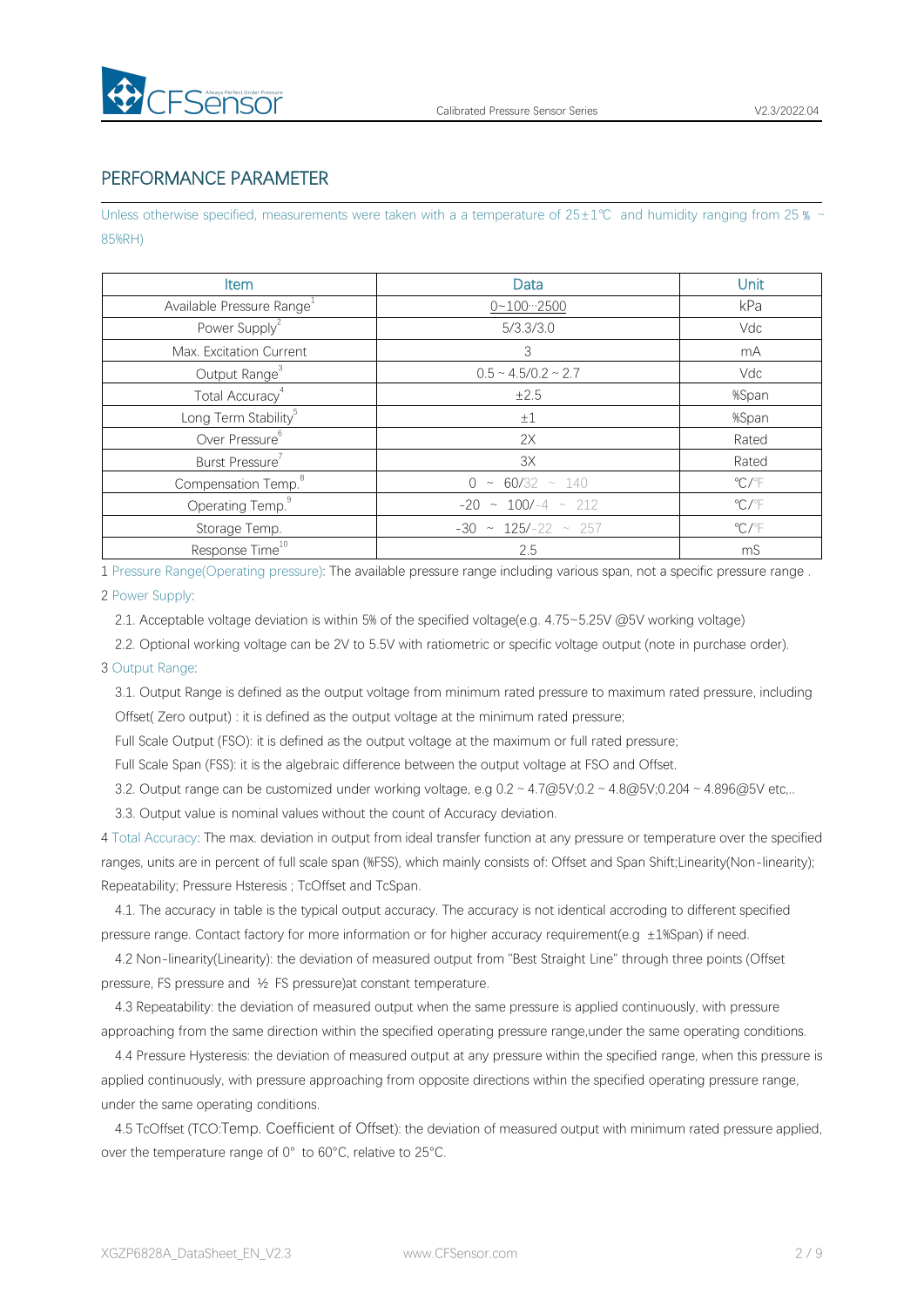## PERFORMANCE PARAMETER

Unless otherwise specified, measurements were taken with a a temperature of 25±1℃ and humidity ranging from 25 % ~ 85%RH)

| Item | Data | Unit |
|---|---|---|
| Available Pressure Range[1] | 0~100···2500 | kPa |
| Power Supply[2] | 5/3.3/3.0 | Vdc |
| Max. Excitation Current | 3 | mA |
| Output Range[3] | 0.5 ~ 4.5/0.2 ~ 2.7 | Vdc |
| Total Accuracy[4] | ±2.5 | %Span |
| Long Term Stability[5] | ±1 | %Span |
| Over Pressure[6] | 2X | Rated |
| Burst Pressure[7] | 3X | Rated |
| Compensation Temp.[8] | 0 ~ 60/32 ~ 140 | ℃/℉ |
| Operating Temp.[9] | -20 ~ 100/-4 ~ 212 | ℃/℉ |
| Storage Temp. | -30 ~ 125/-22 ~ 257 | ℃/℉ |
| Response Time[10] | 2.5 | mS |

1 Pressure Range(Operating pressure): The available pressure range including various span, not a specific pressure range .

2 Power Supply:

2.1. Acceptable voltage deviation is within 5% of the specified voltage(e.g. 4.75~5.25V @5V working voltage)

2.2. Optional working voltage can be 2V to 5.5V with ratiometric or specific voltage output (note in purchase order).

3 Output Range:

3.1. Output Range is defined as the output voltage from minimum rated pressure to maximum rated pressure, including Offset( Zero output) : it is defined as the output voltage at the minimum rated pressure;

Full Scale Output (FSO): it is defined as the output voltage at the maximum or full rated pressure;

Full Scale Span (FSS): it is the algebraic difference between the output voltage at FSO and Offset.

3.2. Output range can be customized under working voltage, e.g 0.2 ~ 4.7@5V;0.2 ~ 4.8@5V;0.204 ~ 4.896@5V etc,..

3.3. Output value is nominal values without the count of Accuracy deviation.

4 Total Accuracy: The max. deviation in output from ideal transfer function at any pressure or temperature over the specified ranges, units are in percent of full scale span (%FSS), which mainly consists of: Offset and Span Shift;Linearity(Non-linearity); Repeatability; Pressure Hsteresis ; TcOffset and TcSpan.

4.1. The accuracy in table is the typical output accuracy. The accuracy is not identical accroding to different specified pressure range. Contact factory for more information or for higher accuracy requirement(e.g ±1%Span) if need.

4.2 Non-linearity(Linearity): the deviation of measured output from "Best Straight Line" through three points (Offset pressure, FS pressure and ½ FS pressure)at constant temperature.

4.3 Repeatability: the deviation of measured output when the same pressure is applied continuously, with pressure approaching from the same direction within the specified operating pressure range,under the same operating conditions.

4.4 Pressure Hysteresis: the deviation of measured output at any pressure within the specified range, when this pressure is applied continuously, with pressure approaching from opposite directions within the specified operating pressure range, under the same operating conditions.

4.5 TcOffset (TCO:Temp. Coefficient of Offset): the deviation of measured output with minimum rated pressure applied, over the temperature range of 0° to 60°C, relative to 25°C.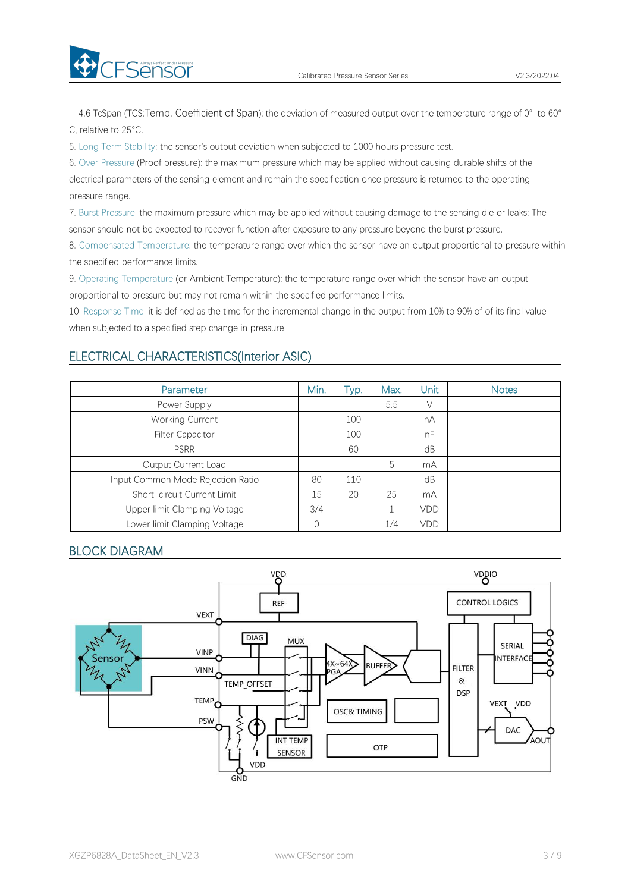4.6 TcSpan (TCS:Temp. Coefficient of Span): the deviation of measured output over the temperature range of 0° to 60° C, relative to 25°C.

5. Long Term Stability: the sensor's output deviation when subjected to 1000 hours pressure test.

6. Over Pressure (Proof pressure): the maximum pressure which may be applied without causing durable shifts of the electrical parameters of the sensing element and remain the specification once pressure is returned to the operating pressure range.

7. Burst Pressure: the maximum pressure which may be applied without causing damage to the sensing die or leaks; The sensor should not be expected to recover function after exposure to any pressure beyond the burst pressure.

8. Compensated Temperature: the temperature range over which the sensor have an output proportional to pressure within the specified performance limits.

9. Operating Temperature (or Ambient Temperature): the temperature range over which the sensor have an output proportional to pressure but may not remain within the specified performance limits.

10. Response Time: it is defined as the time for the incremental change in the output from 10% to 90% of of its final value when subjected to a specified step change in pressure.

## ELECTRICAL CHARACTERISTICS(Interior ASIC)

| Parameter | Min. | Typ. | Max. | Unit | Notes |
|---|---|---|---|---|---|
| Power Supply | | | 5.5 | V | |
| Working Current | | 100 | | nA | |
| Filter Capacitor | | 100 | | nF | |
| PSRR | | 60 | | dB | |
| Output Current Load | | | 5 | mA | |
| Input Common Mode Rejection Ratio | 80 | 110 | | dB | |
| Short-circuit Current Limit | 15 | 20 | 25 | mA | |
| Upper limit Clamping Voltage | 3/4 | | 1 | VDD | |
| Lower limit Clamping Voltage | 0 | | 1/4 | VDD | |

## BLOCK DIAGRAM

VDD, VDDIO, REF, CONTROL LOGICS, VEXT, DIAG, MUX, Sensor, VINP, VINN, TEMP_OFFSET, 4X~64X PGA, BUFFER, SERIAL INTERFACE, FILTER & DSP, TEMP, PSW, OSC& TIMING, VEXT, VDD, DAC, AOUT, INT TEMP SENSOR, OTP, VDD, GND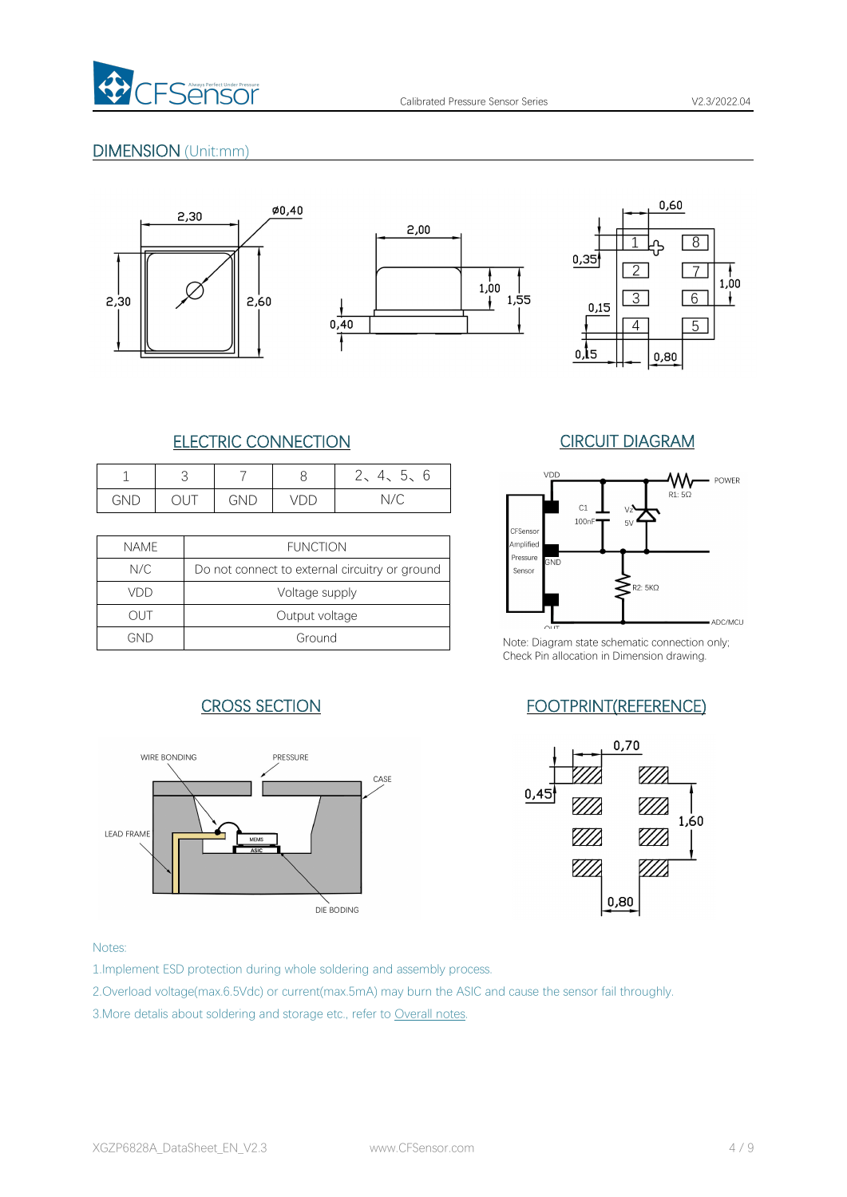## DIMENSION (Unit:mm)

### ELECTRIC CONNECTION

| 1 | 3 | 7 | 8 | 2、4、5、6 |
|---|---|---|---|---|
| GND | OUT | GND | VDD | N/C |

| NAME | FUNCTION |
|---|---|
| N/C | Do not connect to external circuitry or ground |
| VDD | Voltage supply |
| OUT | Output voltage |
| GND | Ground |

### CIRCUIT DIAGRAM

Note: Diagram state schematic connection only; Check Pin allocation in Dimension drawing.

### CROSS SECTION

### FOOTPRINT(REFERENCE)

Notes:

1.Implement ESD protection during whole soldering and assembly process.

2.Overload voltage(max.6.5Vdc) or current(max.5mA) may burn the ASIC and cause the sensor fail throughly.

3.More details about soldering and storage etc., refer to Overall notes.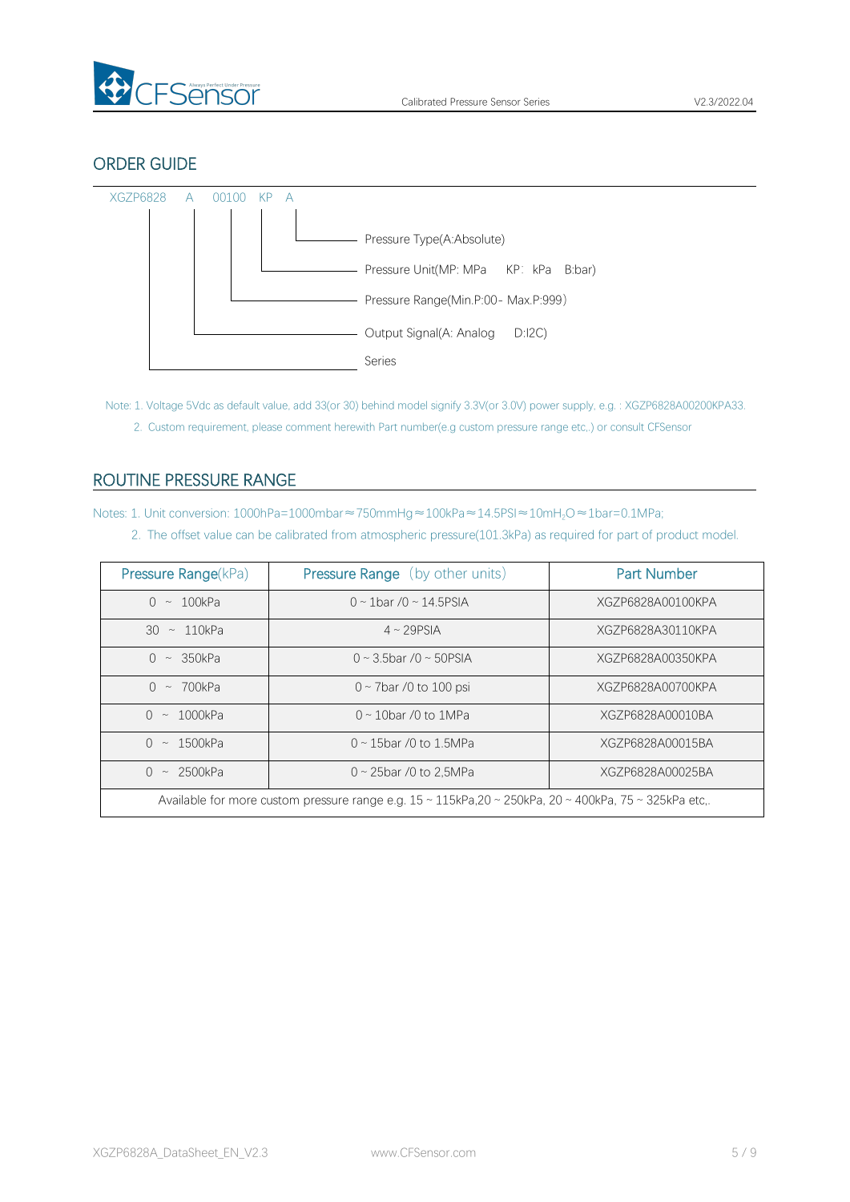## ORDER GUIDE

XGZP6828 A 00100 KP A

- A — Pressure Type(A:Absolute)
- KP — Pressure Unit(MP: MPa KP: kPa B:bar)
- 00100 — Pressure Range(Min.P:00- Max.P:999)
- A — Output Signal(A: Analog D:I2C)
- XGZP6828 — Series

Note: 1. Voltage 5Vdc as default value, add 33(or 30) behind model signify 3.3V(or 3.0V) power supply, e.g. : XGZP6828A00200KPA33.

2. Custom requirement, please comment herewith Part number(e.g custom pressure range etc,.) or consult CFSensor

## ROUTINE PRESSURE RANGE

Notes: 1. Unit conversion: 1000hPa=1000mbar≈750mmHg≈100kPa≈14.5PSI≈10m$H_2O$≈1bar=0.1MPa;

2. The offset value can be calibrated from atmospheric pressure(101.3kPa) as required for part of product model.

| Pressure Range(kPa) | Pressure Range (by other units) | Part Number |
|---|---|---|
| 0 ~ 100kPa | 0 ~ 1bar /0 ~ 14.5PSIA | XGZP6828A00100KPA |
| 30 ~ 110kPa | 4 ~ 29PSIA | XGZP6828A30110KPA |
| 0 ~ 350kPa | 0 ~ 3.5bar /0 ~ 50PSIA | XGZP6828A00350KPA |
| 0 ~ 700kPa | 0 ~ 7bar /0 to 100 psi | XGZP6828A00700KPA |
| 0 ~ 1000kPa | 0 ~ 10bar /0 to 1MPa | XGZP6828A00010BA |
| 0 ~ 1500kPa | 0 ~ 15bar /0 to 1.5MPa | XGZP6828A00015BA |
| 0 ~ 2500kPa | 0 ~ 25bar /0 to 2,5MPa | XGZP6828A00025BA |
| Available for more custom pressure range e.g. 15 ~ 115kPa,20 ~ 250kPa, 20 ~ 400kPa, 75 ~ 325kPa etc,. | | |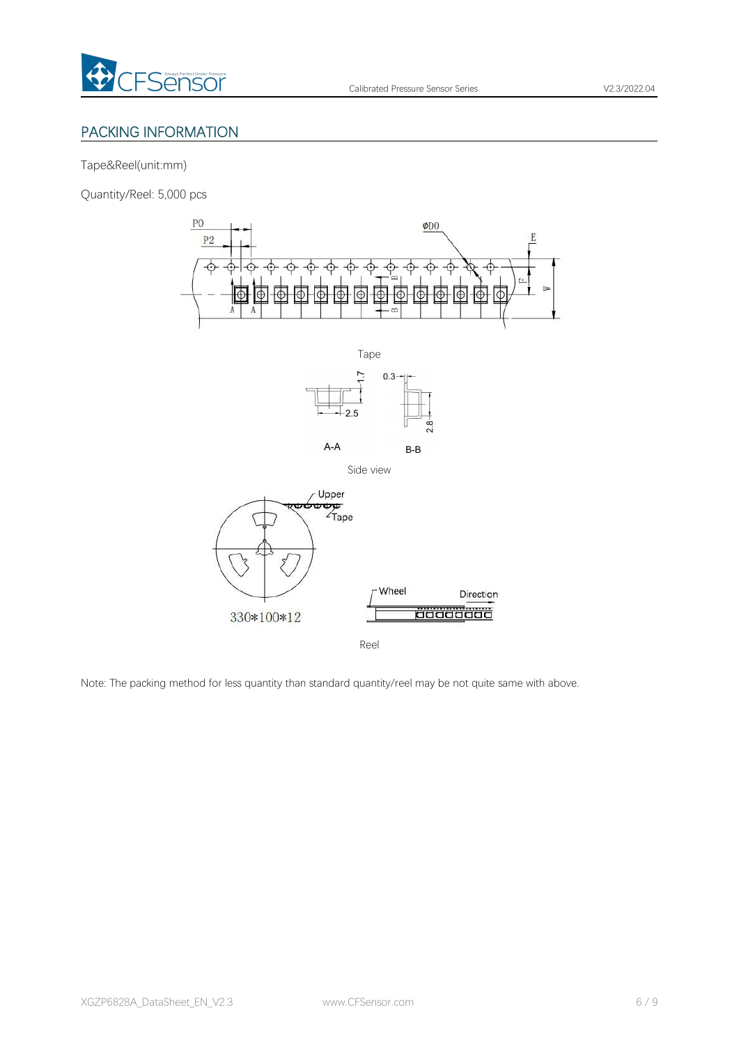## PACKING INFORMATION

Tape&Reel(unit:mm)

Quantity/Reel: 5,000 pcs

Tape

A-A

B-B

Side view

330*100*12

Reel

Note: The packing method for less quantity than standard quantity/reel may be not quite same with above.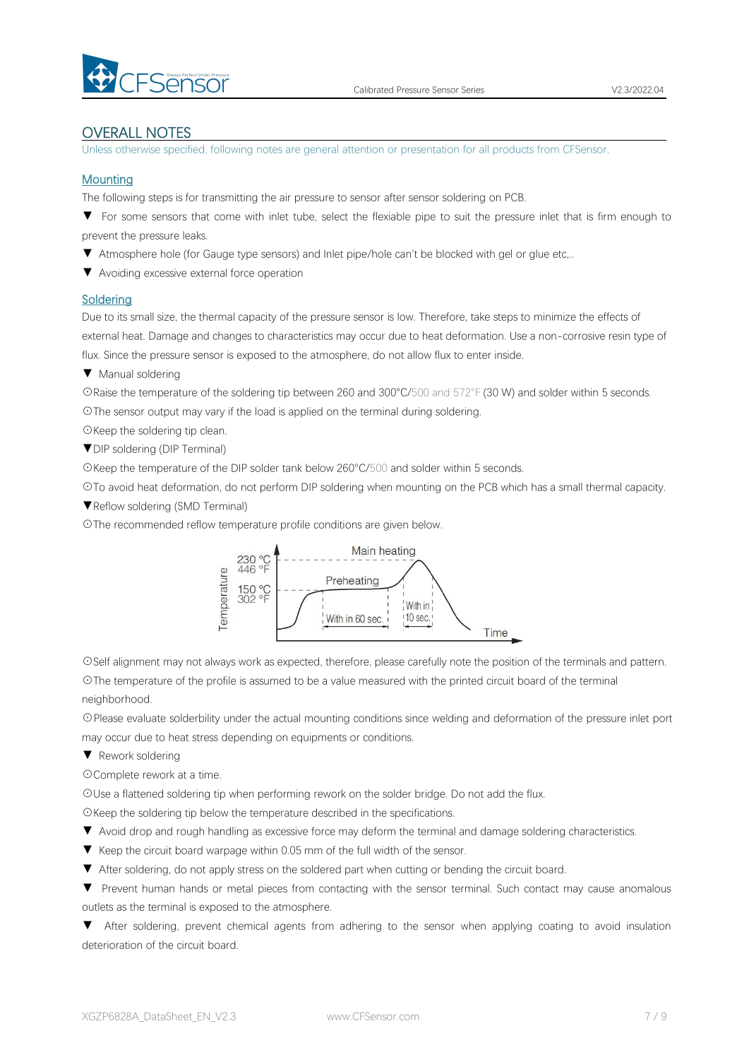## OVERALL NOTES

Unless otherwise specified, following notes are general attention or presentation for all products from CFSensor.

### Mounting

The following steps is for transmitting the air pressure to sensor after sensor soldering on PCB.

▼ For some sensors that come with inlet tube, select the flexiable pipe to suit the pressure inlet that is firm enough to prevent the pressure leaks.

▼ Atmosphere hole (for Gauge type sensors) and Inlet pipe/hole can't be blocked with gel or glue etc,..

▼ Avoiding excessive external force operation

### Soldering

Due to its small size, the thermal capacity of the pressure sensor is low. Therefore, take steps to minimize the effects of external heat. Damage and changes to characteristics may occur due to heat deformation. Use a non-corrosive resin type of flux. Since the pressure sensor is exposed to the atmosphere, do not allow flux to enter inside.

▼ Manual soldering

⊙Raise the temperature of the soldering tip between 260 and 300°C/500 and 572°F (30 W) and solder within 5 seconds.

⊙The sensor output may vary if the load is applied on the terminal during soldering.

⊙Keep the soldering tip clean.

▼DIP soldering (DIP Terminal)

⊙Keep the temperature of the DIP solder tank below 260°C/500 and solder within 5 seconds.

⊙To avoid heat deformation, do not perform DIP soldering when mounting on the PCB which has a small thermal capacity.

▼Reflow soldering (SMD Terminal)

⊙The recommended reflow temperature profile conditions are given below.

Temperature: 230 °C / 446 °F (Main heating); 150 °C / 302 °F (Preheating)
Preheating: With in 60 sec.
Main heating: With in 10 sec.
Time

⊙Self alignment may not always work as expected, therefore, please carefully note the position of the terminals and pattern.

⊙The temperature of the profile is assumed to be a value measured with the printed circuit board of the terminal neighborhood.

⊙Please evaluate solderbility under the actual mounting conditions since welding and deformation of the pressure inlet port may occur due to heat stress depending on equipments or conditions.

▼ Rework soldering

⊙Complete rework at a time.

⊙Use a flattened soldering tip when performing rework on the solder bridge. Do not add the flux.

⊙Keep the soldering tip below the temperature described in the specifications.

▼ Avoid drop and rough handling as excessive force may deform the terminal and damage soldering characteristics.

▼ Keep the circuit board warpage within 0.05 mm of the full width of the sensor.

▼ After soldering, do not apply stress on the soldered part when cutting or bending the circuit board.

▼ Prevent human hands or metal pieces from contacting with the sensor terminal. Such contact may cause anomalous outlets as the terminal is exposed to the atmosphere.

▼ After soldering, prevent chemical agents from adhering to the sensor when applying coating to avoid insulation deterioration of the circuit board.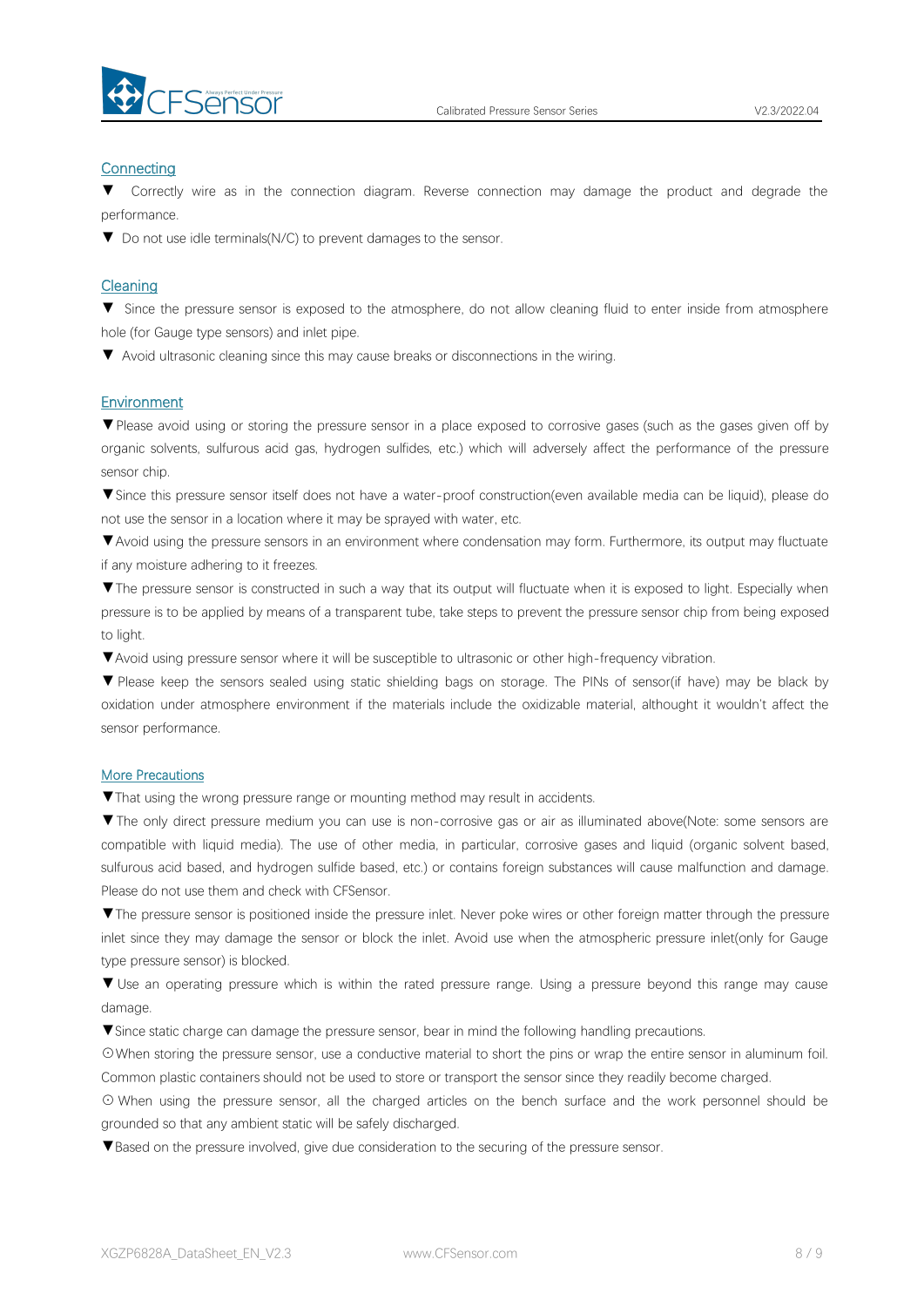## Connecting

▼ Correctly wire as in the connection diagram. Reverse connection may damage the product and degrade the performance.

▼ Do not use idle terminals(N/C) to prevent damages to the sensor.

## Cleaning

▼ Since the pressure sensor is exposed to the atmosphere, do not allow cleaning fluid to enter inside from atmosphere hole (for Gauge type sensors) and inlet pipe.

▼ Avoid ultrasonic cleaning since this may cause breaks or disconnections in the wiring.

## Environment

▼Please avoid using or storing the pressure sensor in a place exposed to corrosive gases (such as the gases given off by organic solvents, sulfurous acid gas, hydrogen sulfides, etc.) which will adversely affect the performance of the pressure sensor chip.

▼Since this pressure sensor itself does not have a water-proof construction(even available media can be liquid), please do not use the sensor in a location where it may be sprayed with water, etc.

▼Avoid using the pressure sensors in an environment where condensation may form. Furthermore, its output may fluctuate if any moisture adhering to it freezes.

▼The pressure sensor is constructed in such a way that its output will fluctuate when it is exposed to light. Especially when pressure is to be applied by means of a transparent tube, take steps to prevent the pressure sensor chip from being exposed to light.

▼Avoid using pressure sensor where it will be susceptible to ultrasonic or other high-frequency vibration.

▼ Please keep the sensors sealed using static shielding bags on storage. The PINs of sensor(if have) may be black by oxidation under atmosphere environment if the materials include the oxidizable material, althought it wouldn't affect the sensor performance.

## More Precautions

▼That using the wrong pressure range or mounting method may result in accidents.

▼The only direct pressure medium you can use is non-corrosive gas or air as illuminated above(Note: some sensors are compatible with liquid media). The use of other media, in particular, corrosive gases and liquid (organic solvent based, sulfurous acid based, and hydrogen sulfide based, etc.) or contains foreign substances will cause malfunction and damage. Please do not use them and check with CFSensor.

▼The pressure sensor is positioned inside the pressure inlet. Never poke wires or other foreign matter through the pressure inlet since they may damage the sensor or block the inlet. Avoid use when the atmospheric pressure inlet(only for Gauge type pressure sensor) is blocked.

▼ Use an operating pressure which is within the rated pressure range. Using a pressure beyond this range may cause damage.

▼Since static charge can damage the pressure sensor, bear in mind the following handling precautions.

⊙When storing the pressure sensor, use a conductive material to short the pins or wrap the entire sensor in aluminum foil. Common plastic containers should not be used to store or transport the sensor since they readily become charged.

⊙ When using the pressure sensor, all the charged articles on the bench surface and the work personnel should be grounded so that any ambient static will be safely discharged.

▼Based on the pressure involved, give due consideration to the securing of the pressure sensor.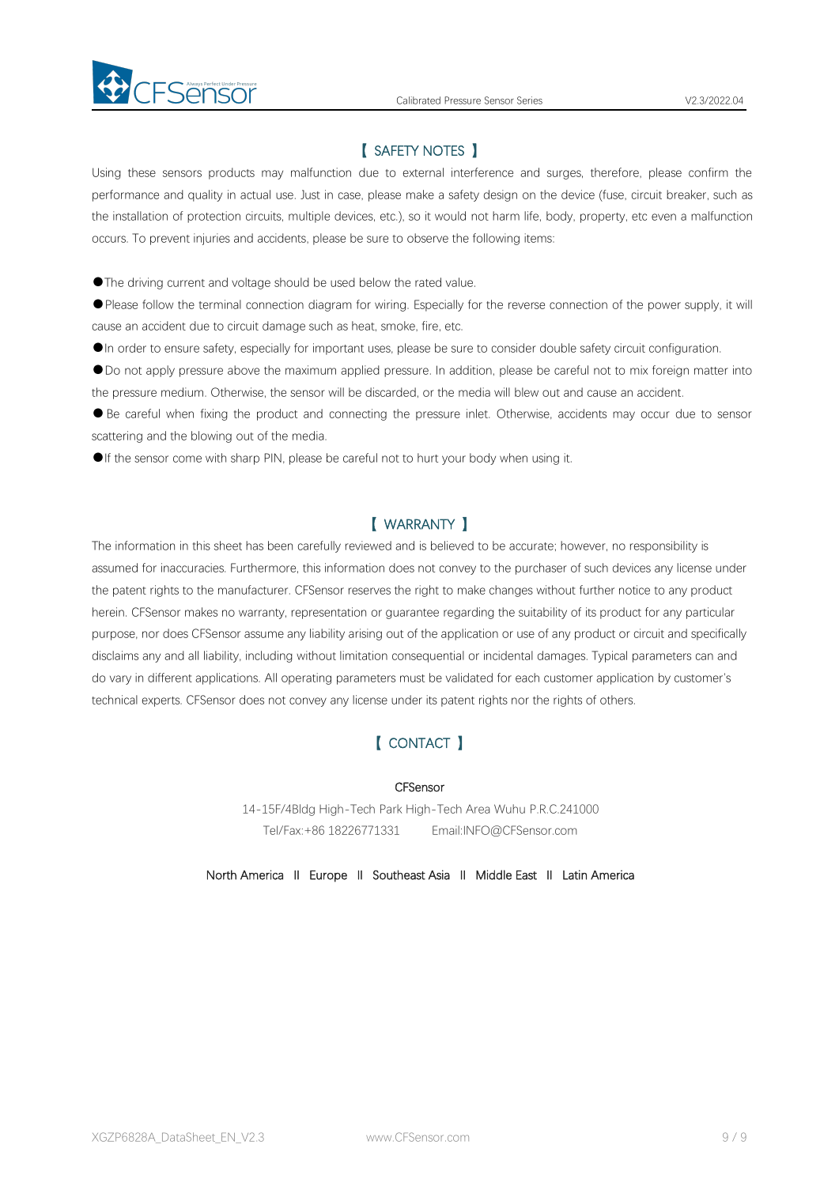## 【 SAFETY NOTES 】

Using these sensors products may malfunction due to external interference and surges, therefore, please confirm the performance and quality in actual use. Just in case, please make a safety design on the device (fuse, circuit breaker, such as the installation of protection circuits, multiple devices, etc.), so it would not harm life, body, property, etc even a malfunction occurs. To prevent injuries and accidents, please be sure to observe the following items:

- The driving current and voltage should be used below the rated value.
- Please follow the terminal connection diagram for wiring. Especially for the reverse connection of the power supply, it will cause an accident due to circuit damage such as heat, smoke, fire, etc.
- In order to ensure safety, especially for important uses, please be sure to consider double safety circuit configuration.
- Do not apply pressure above the maximum applied pressure. In addition, please be careful not to mix foreign matter into the pressure medium. Otherwise, the sensor will be discarded, or the media will blew out and cause an accident.
- Be careful when fixing the product and connecting the pressure inlet. Otherwise, accidents may occur due to sensor scattering and the blowing out of the media.
- If the sensor come with sharp PIN, please be careful not to hurt your body when using it.

## 【 WARRANTY 】

The information in this sheet has been carefully reviewed and is believed to be accurate; however, no responsibility is assumed for inaccuracies. Furthermore, this information does not convey to the purchaser of such devices any license under the patent rights to the manufacturer. CFSensor reserves the right to make changes without further notice to any product herein. CFSensor makes no warranty, representation or guarantee regarding the suitability of its product for any particular purpose, nor does CFSensor assume any liability arising out of the application or use of any product or circuit and specifically disclaims any and all liability, including without limitation consequential or incidental damages. Typical parameters can and do vary in different applications. All operating parameters must be validated for each customer application by customer's technical experts. CFSensor does not convey any license under its patent rights nor the rights of others.

## 【 CONTACT 】

CFSensor

14-15F/4Bldg High-Tech Park High-Tech Area Wuhu P.R.C.241000

Tel/Fax:+86 18226771331 Email:INFO@CFSensor.com

North America II Europe II Southeast Asia II Middle East II Latin America